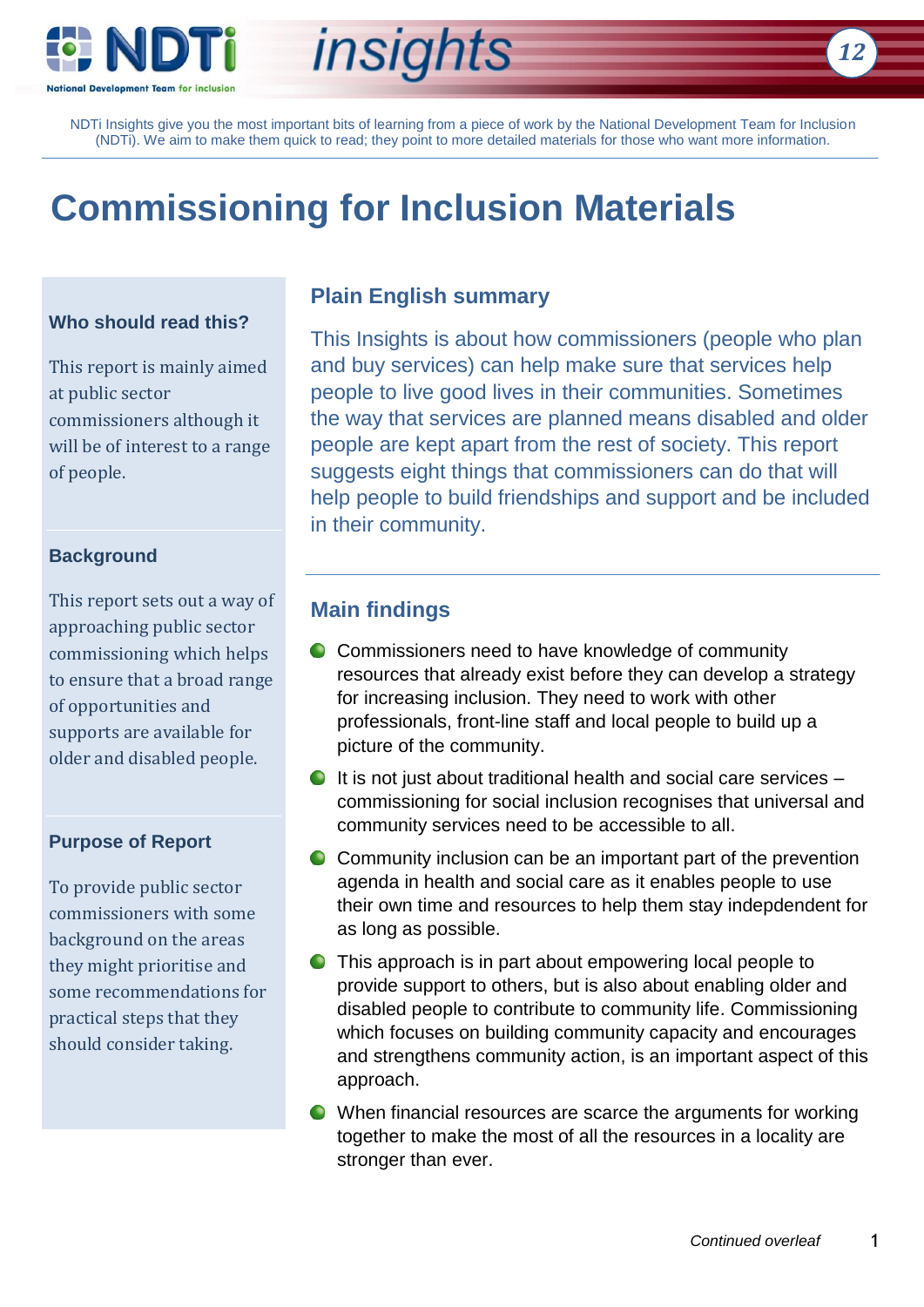NDTi insights 12

NDTi Insights give you the most important bits of learning from a piece of work by the National Development Team for Inclusion (NDTi). We aim to make them quick to read; they point to more detailed materials for those who want more information.

# Commissioning for Inclusion Materials

### Who should read this?

This report is mainly aimed at public sector commissioners although it will be of interest to a range of people.

### Background

This report sets out a way of approaching public sector commissioning which helps to ensure that a broad range of opportunities and supports are available for older and disabled people.

### Purpose of Report

To provide public sector commissioners with some background on the areas they might prioritise and some recommendations for practical steps that they should consider taking.

## Plain English summary

This Insights is about how commissioners (people who plan and buy services) can help make sure that services help people to live good lives in their communities. Sometimes the way that services are planned means disabled and older people are kept apart from the rest of society. This report suggests eight things that commissioners can do that will help people to build friendships and support and be included in their community.

## Main findings

- Commissioners need to have knowledge of community resources that already exist before they can develop a strategy for increasing inclusion. They need to work with other professionals, front-line staff and local people to build up a picture of the community.
- It is not just about traditional health and social care services – commissioning for social inclusion recognises that universal and community services need to be accessible to all.
- Community inclusion can be an important part of the prevention agenda in health and social care as it enables people to use their own time and resources to help them stay indepdendent for as long as possible.
- This approach is in part about empowering local people to provide support to others, but is also about enabling older and disabled people to contribute to community life. Commissioning which focuses on building community capacity and encourages and strengthens community action, is an important aspect of this approach.
- When financial resources are scarce the arguments for working together to make the most of all the resources in a locality are stronger than ever.

*Continued overleaf*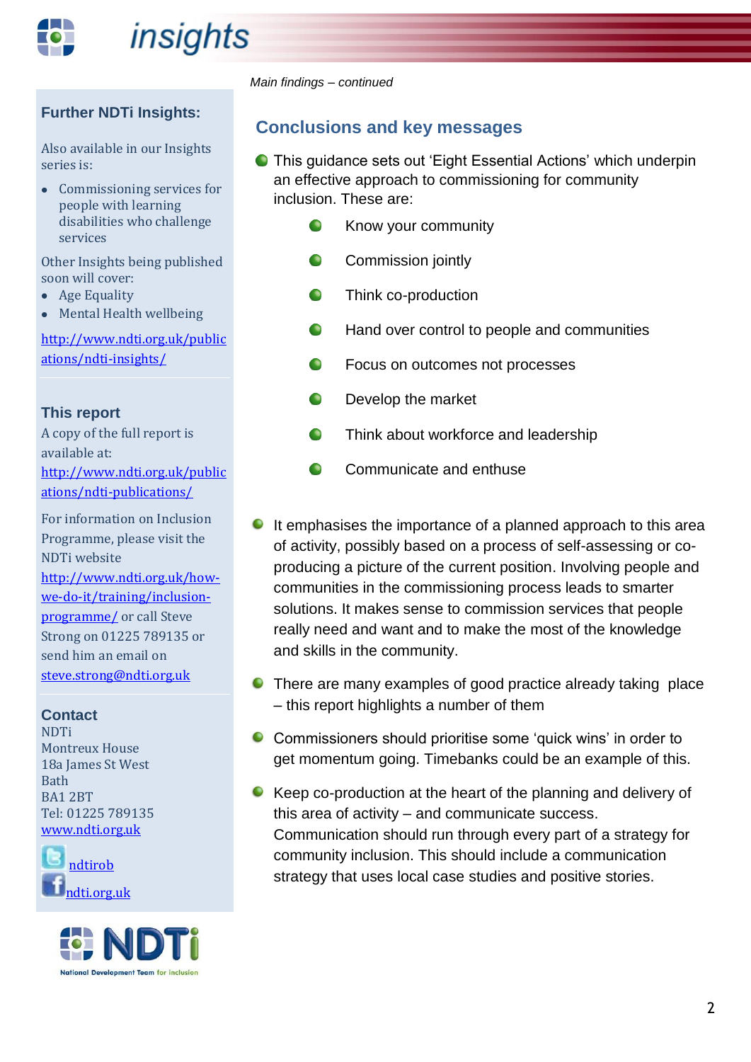*Main findings – continued*

## Conclusions and key messages

- This guidance sets out 'Eight Essential Actions' which underpin an effective approach to commissioning for community inclusion. These are:
  - Know your community
  - Commission jointly
  - Think co-production
  - Hand over control to people and communities
  - Focus on outcomes not processes
  - Develop the market
  - Think about workforce and leadership
  - Communicate and enthuse
- It emphasises the importance of a planned approach to this area of activity, possibly based on a process of self-assessing or co-producing a picture of the current position. Involving people and communities in the commissioning process leads to smarter solutions. It makes sense to commission services that people really need and want and to make the most of the knowledge and skills in the community.
- There are many examples of good practice already taking place – this report highlights a number of them
- Commissioners should prioritise some 'quick wins' in order to get momentum going. Timebanks could be an example of this.
- Keep co-production at the heart of the planning and delivery of this area of activity – and communicate success. Communication should run through every part of a strategy for community inclusion. This should include a communication strategy that uses local case studies and positive stories.

### Further NDTi Insights:

Also available in our Insights series is:

- Commissioning services for people with learning disabilities who challenge services

Other Insights being published soon will cover:

- Age Equality
- Mental Health wellbeing

http://www.ndti.org.uk/publications/ndti-insights/

### This report

A copy of the full report is available at: http://www.ndti.org.uk/publications/ndti-publications/

For information on Inclusion Programme, please visit the NDTi website http://www.ndti.org.uk/how-we-do-it/training/inclusion-programme/ or call Steve Strong on 01225 789135 or send him an email on steve.strong@ndti.org.uk

### Contact

NDTi
Montreux House
18a James St West
Bath
BA1 2BT
Tel: 01225 789135
www.ndti.org.uk

ndtirob

ndti.org.uk

NDTi
National Development Team for Inclusion